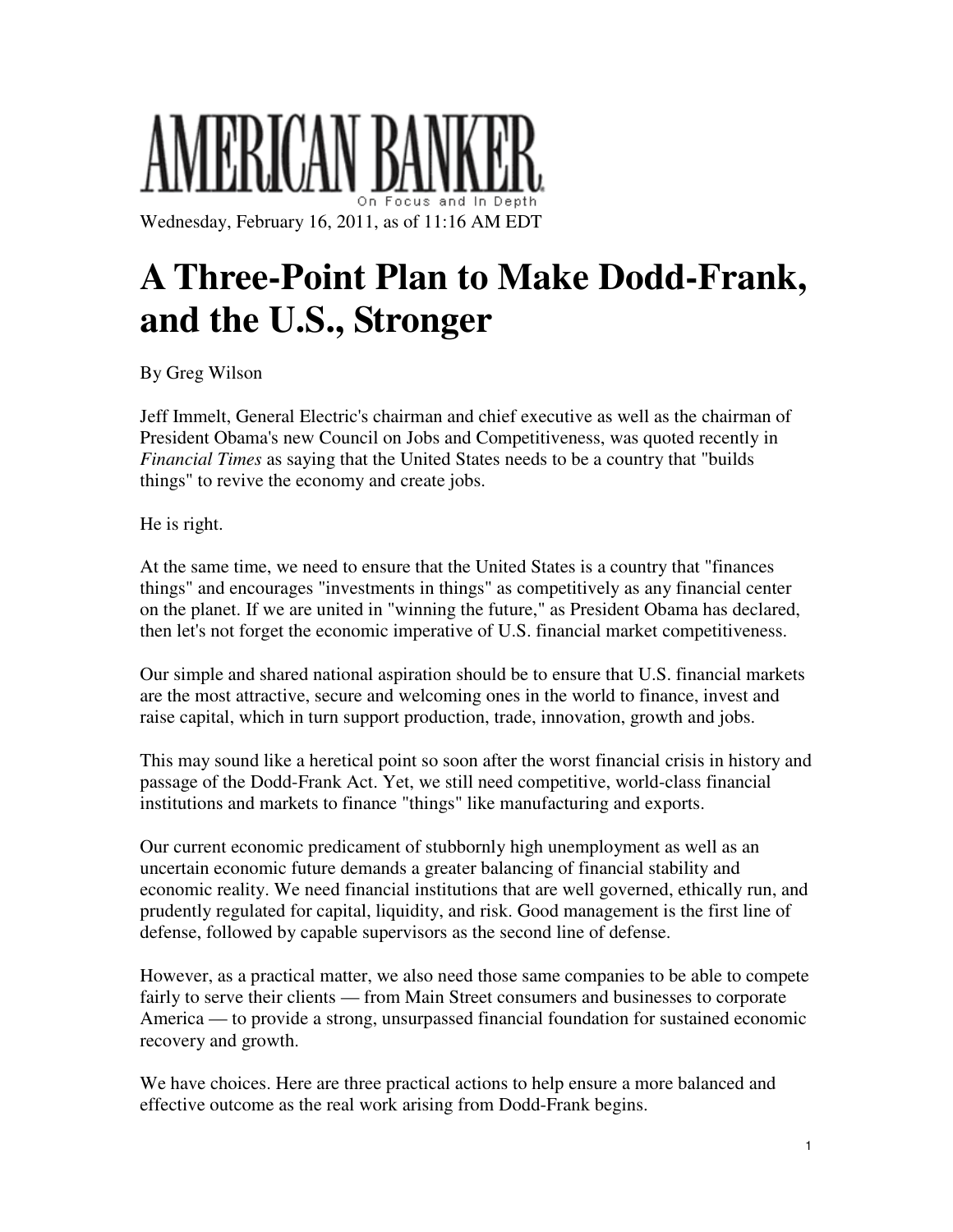# AMERICAN BANKER

On Focus and In Depth

Wednesday, February 16, 2011, as of 11:16 AM EDT

# A Three-Point Plan to Make Dodd-Frank, and the U.S., Stronger

By Greg Wilson

Jeff Immelt, General Electric's chairman and chief executive as well as the chairman of President Obama's new Council on Jobs and Competitiveness, was quoted recently in *Financial Times* as saying that the United States needs to be a country that "builds things" to revive the economy and create jobs.

He is right.

At the same time, we need to ensure that the United States is a country that "finances things" and encourages "investments in things" as competitively as any financial center on the planet. If we are united in "winning the future," as President Obama has declared, then let's not forget the economic imperative of U.S. financial market competitiveness.

Our simple and shared national aspiration should be to ensure that U.S. financial markets are the most attractive, secure and welcoming ones in the world to finance, invest and raise capital, which in turn support production, trade, innovation, growth and jobs.

This may sound like a heretical point so soon after the worst financial crisis in history and passage of the Dodd-Frank Act. Yet, we still need competitive, world-class financial institutions and markets to finance "things" like manufacturing and exports.

Our current economic predicament of stubbornly high unemployment as well as an uncertain economic future demands a greater balancing of financial stability and economic reality. We need financial institutions that are well governed, ethically run, and prudently regulated for capital, liquidity, and risk. Good management is the first line of defense, followed by capable supervisors as the second line of defense.

However, as a practical matter, we also need those same companies to be able to compete fairly to serve their clients — from Main Street consumers and businesses to corporate America — to provide a strong, unsurpassed financial foundation for sustained economic recovery and growth.

We have choices. Here are three practical actions to help ensure a more balanced and effective outcome as the real work arising from Dodd-Frank begins.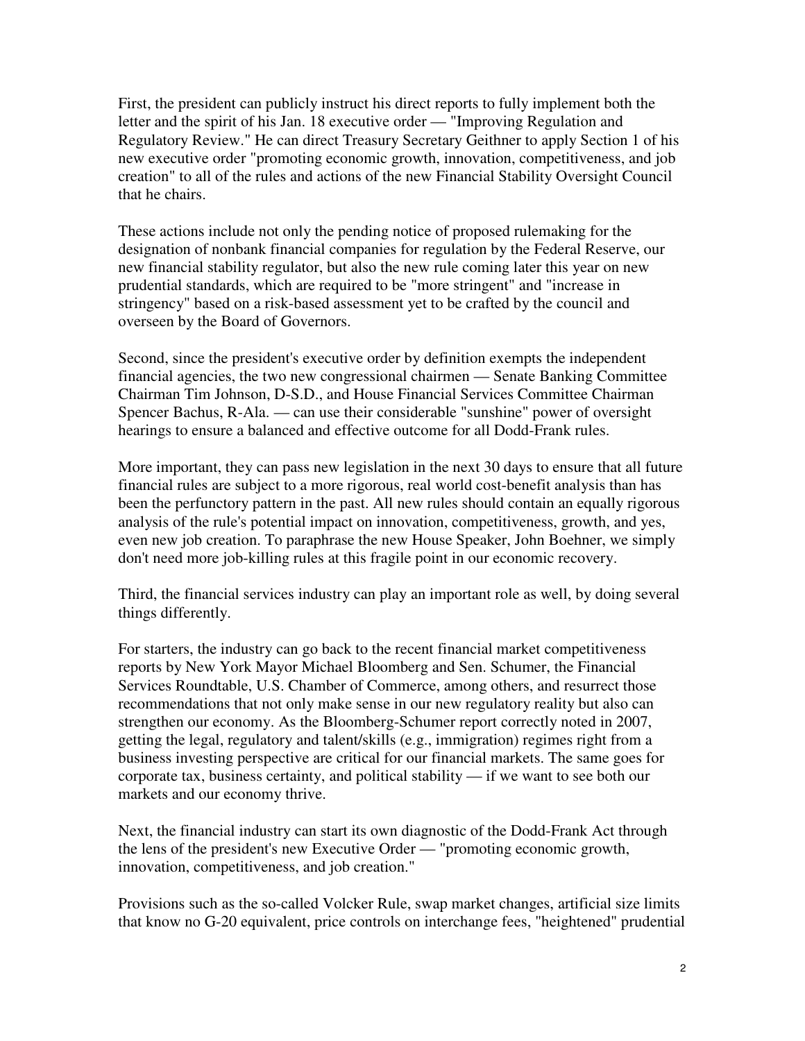First, the president can publicly instruct his direct reports to fully implement both the letter and the spirit of his Jan. 18 executive order — "Improving Regulation and Regulatory Review." He can direct Treasury Secretary Geithner to apply Section 1 of his new executive order "promoting economic growth, innovation, competitiveness, and job creation" to all of the rules and actions of the new Financial Stability Oversight Council that he chairs.

These actions include not only the pending notice of proposed rulemaking for the designation of nonbank financial companies for regulation by the Federal Reserve, our new financial stability regulator, but also the new rule coming later this year on new prudential standards, which are required to be "more stringent" and "increase in stringency" based on a risk-based assessment yet to be crafted by the council and overseen by the Board of Governors.

Second, since the president's executive order by definition exempts the independent financial agencies, the two new congressional chairmen — Senate Banking Committee Chairman Tim Johnson, D-S.D., and House Financial Services Committee Chairman Spencer Bachus, R-Ala. — can use their considerable "sunshine" power of oversight hearings to ensure a balanced and effective outcome for all Dodd-Frank rules.

More important, they can pass new legislation in the next 30 days to ensure that all future financial rules are subject to a more rigorous, real world cost-benefit analysis than has been the perfunctory pattern in the past. All new rules should contain an equally rigorous analysis of the rule's potential impact on innovation, competitiveness, growth, and yes, even new job creation. To paraphrase the new House Speaker, John Boehner, we simply don't need more job-killing rules at this fragile point in our economic recovery.

Third, the financial services industry can play an important role as well, by doing several things differently.

For starters, the industry can go back to the recent financial market competitiveness reports by New York Mayor Michael Bloomberg and Sen. Schumer, the Financial Services Roundtable, U.S. Chamber of Commerce, among others, and resurrect those recommendations that not only make sense in our new regulatory reality but also can strengthen our economy. As the Bloomberg-Schumer report correctly noted in 2007, getting the legal, regulatory and talent/skills (e.g., immigration) regimes right from a business investing perspective are critical for our financial markets. The same goes for corporate tax, business certainty, and political stability — if we want to see both our markets and our economy thrive.

Next, the financial industry can start its own diagnostic of the Dodd-Frank Act through the lens of the president's new Executive Order — "promoting economic growth, innovation, competitiveness, and job creation."

Provisions such as the so-called Volcker Rule, swap market changes, artificial size limits that know no G-20 equivalent, price controls on interchange fees, "heightened" prudential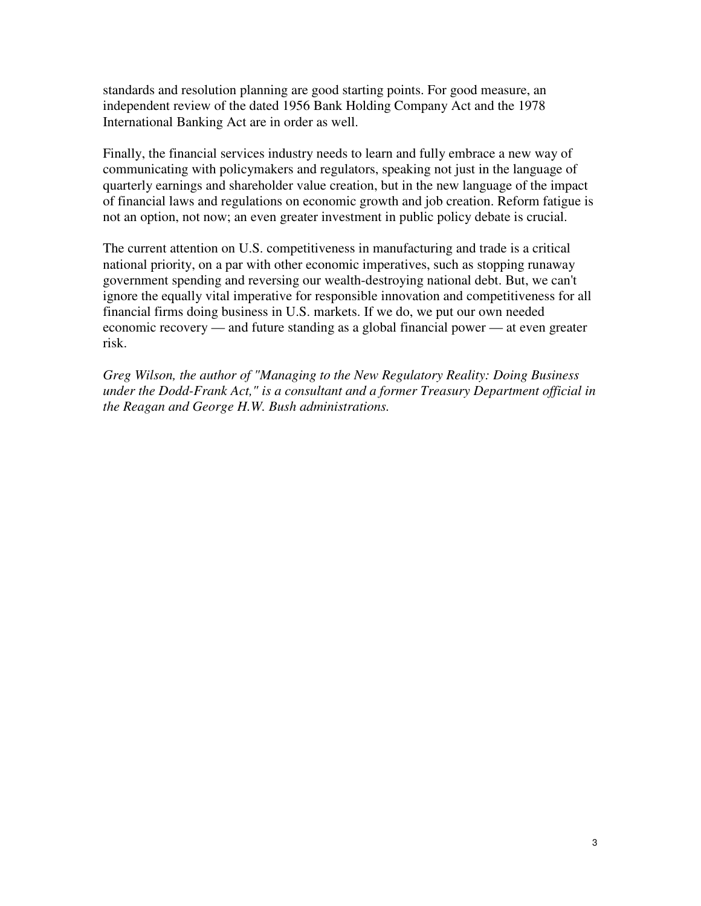standards and resolution planning are good starting points. For good measure, an independent review of the dated 1956 Bank Holding Company Act and the 1978 International Banking Act are in order as well.

Finally, the financial services industry needs to learn and fully embrace a new way of communicating with policymakers and regulators, speaking not just in the language of quarterly earnings and shareholder value creation, but in the new language of the impact of financial laws and regulations on economic growth and job creation. Reform fatigue is not an option, not now; an even greater investment in public policy debate is crucial.

The current attention on U.S. competitiveness in manufacturing and trade is a critical national priority, on a par with other economic imperatives, such as stopping runaway government spending and reversing our wealth-destroying national debt. But, we can't ignore the equally vital imperative for responsible innovation and competitiveness for all financial firms doing business in U.S. markets. If we do, we put our own needed economic recovery — and future standing as a global financial power — at even greater risk.

*Greg Wilson, the author of "Managing to the New Regulatory Reality: Doing Business under the Dodd-Frank Act," is a consultant and a former Treasury Department official in the Reagan and George H.W. Bush administrations.*